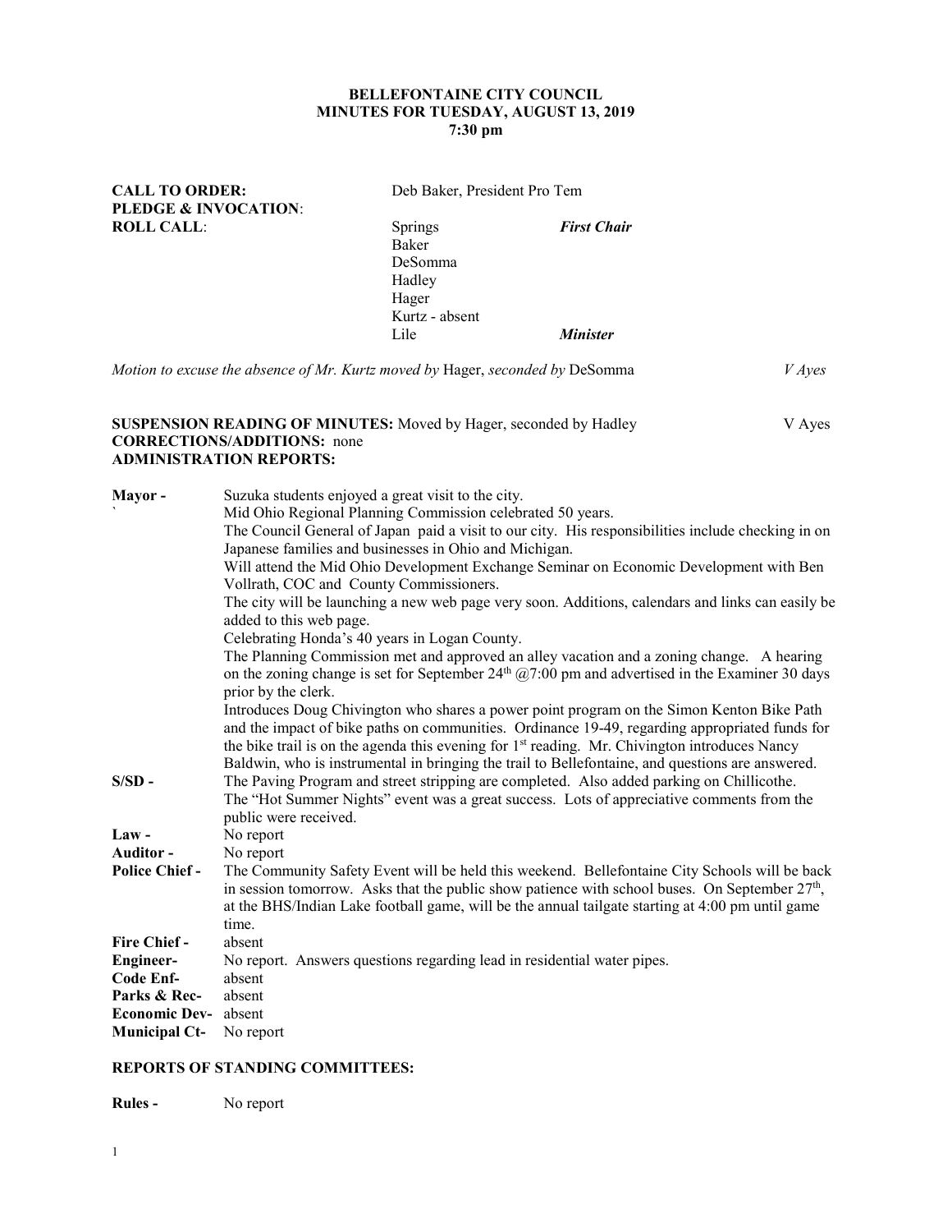**BELLEFONTAINE CITY COUNCIL**
**MINUTES FOR TUESDAY, AUGUST 13, 2019**
**7:30 pm**

**CALL TO ORDER:** Deb Baker, President Pro Tem
**PLEDGE & INVOCATION:**
**ROLL CALL:**

| | |
|---|---|
| Springs | ***First Chair*** |
| Baker | |
| DeSomma | |
| Hadley | |
| Hager | |
| Kurtz - absent | |
| Lile | ***Minister*** |

*Motion to excuse the absence of Mr. Kurtz moved by* Hager, *seconded by* DeSomma *V Ayes*

**SUSPENSION READING OF MINUTES:** Moved by Hager, seconded by Hadley V Ayes
**CORRECTIONS/ADDITIONS:** none
**ADMINISTRATION REPORTS:**

**Mayor -** Suzuka students enjoyed a great visit to the city.
` Mid Ohio Regional Planning Commission celebrated 50 years.
The Council General of Japan paid a visit to our city. His responsibilities include checking in on Japanese families and businesses in Ohio and Michigan.
Will attend the Mid Ohio Development Exchange Seminar on Economic Development with Ben Vollrath, COC and County Commissioners.
The city will be launching a new web page very soon. Additions, calendars and links can easily be added to this web page.
Celebrating Honda's 40 years in Logan County.
The Planning Commission met and approved an alley vacation and a zoning change. A hearing on the zoning change is set for September 24th @7:00 pm and advertised in the Examiner 30 days prior by the clerk.
Introduces Doug Chivington who shares a power point program on the Simon Kenton Bike Path and the impact of bike paths on communities. Ordinance 19-49, regarding appropriated funds for the bike trail is on the agenda this evening for 1st reading. Mr. Chivington introduces Nancy Baldwin, who is instrumental in bringing the trail to Bellefontaine, and questions are answered.

**S/SD -** The Paving Program and street stripping are completed. Also added parking on Chillicothe.
The "Hot Summer Nights" event was a great success. Lots of appreciative comments from the public were received.

**Law -** No report

**Auditor -** No report

**Police Chief -** The Community Safety Event will be held this weekend. Bellefontaine City Schools will be back in session tomorrow. Asks that the public show patience with school buses. On September 27th, at the BHS/Indian Lake football game, will be the annual tailgate starting at 4:00 pm until game time.

**Fire Chief -** absent

**Engineer-** No report. Answers questions regarding lead in residential water pipes.

**Code Enf-** absent

**Parks & Rec-** absent

**Economic Dev-** absent

**Municipal Ct-** No report

**REPORTS OF STANDING COMMITTEES:**

**Rules -** No report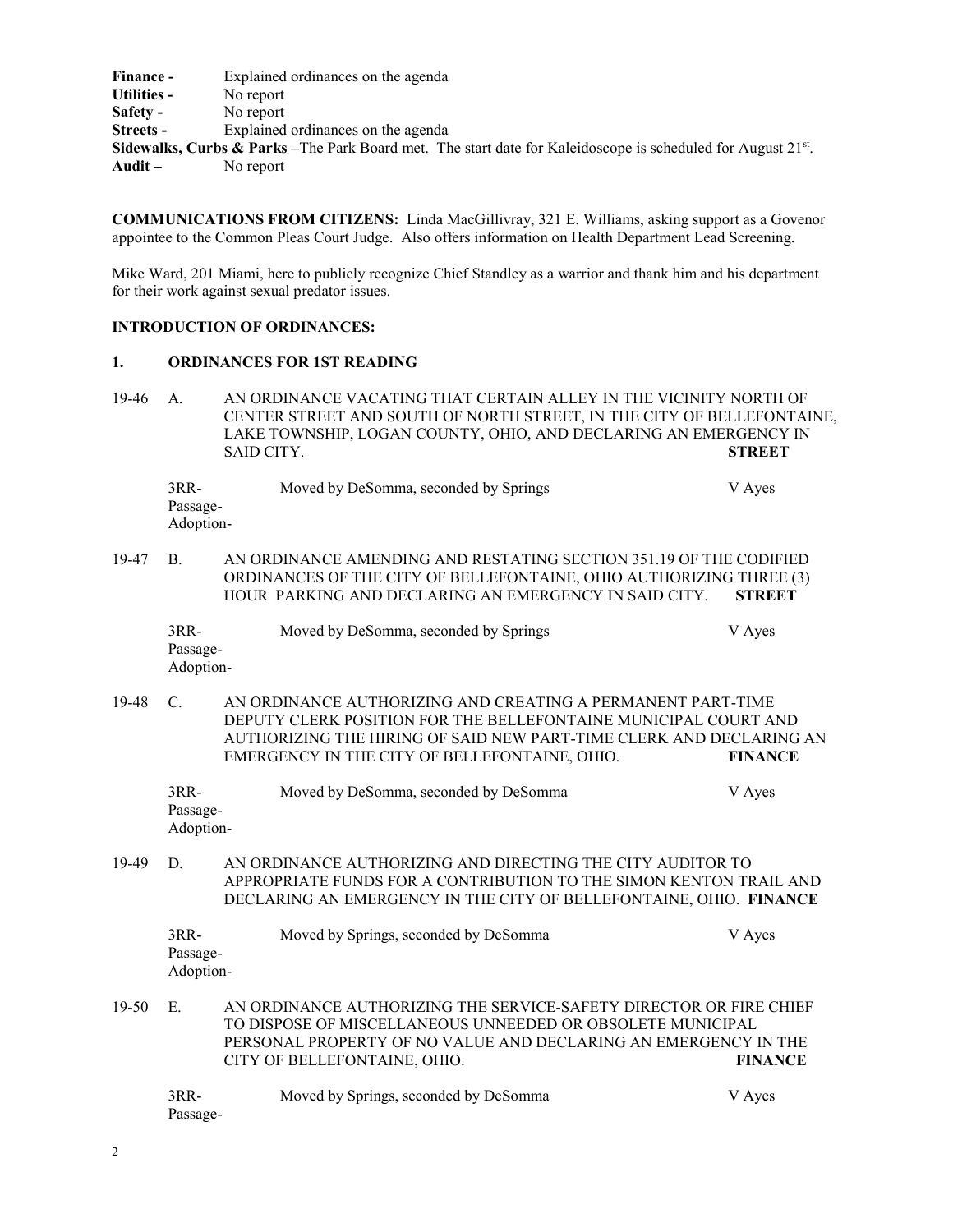**Finance -** Explained ordinances on the agenda
**Utilities -** No report
**Safety -** No report
**Streets -** Explained ordinances on the agenda
**Sidewalks, Curbs & Parks –** The Park Board met. The start date for Kaleidoscope is scheduled for August 21st.
**Audit –** No report

**COMMUNICATIONS FROM CITIZENS:** Linda MacGillivray, 321 E. Williams, asking support as a Govenor appointee to the Common Pleas Court Judge. Also offers information on Health Department Lead Screening.

Mike Ward, 201 Miami, here to publicly recognize Chief Standley as a warrior and thank him and his department for their work against sexual predator issues.

**INTRODUCTION OF ORDINANCES:**

**1. ORDINANCES FOR 1ST READING**

19-46 A. AN ORDINANCE VACATING THAT CERTAIN ALLEY IN THE VICINITY NORTH OF CENTER STREET AND SOUTH OF NORTH STREET, IN THE CITY OF BELLEFONTAINE, LAKE TOWNSHIP, LOGAN COUNTY, OHIO, AND DECLARING AN EMERGENCY IN SAID CITY. **STREET**

3RR- Moved by DeSomma, seconded by Springs V Ayes
Passage-
Adoption-

19-47 B. AN ORDINANCE AMENDING AND RESTATING SECTION 351.19 OF THE CODIFIED ORDINANCES OF THE CITY OF BELLEFONTAINE, OHIO AUTHORIZING THREE (3) HOUR PARKING AND DECLARING AN EMERGENCY IN SAID CITY. **STREET**

3RR- Moved by DeSomma, seconded by Springs V Ayes
Passage-
Adoption-

19-48 C. AN ORDINANCE AUTHORIZING AND CREATING A PERMANENT PART-TIME DEPUTY CLERK POSITION FOR THE BELLEFONTAINE MUNICIPAL COURT AND AUTHORIZING THE HIRING OF SAID NEW PART-TIME CLERK AND DECLARING AN EMERGENCY IN THE CITY OF BELLEFONTAINE, OHIO. **FINANCE**

3RR- Moved by DeSomma, seconded by DeSomma V Ayes
Passage-
Adoption-

19-49 D. AN ORDINANCE AUTHORIZING AND DIRECTING THE CITY AUDITOR TO APPROPRIATE FUNDS FOR A CONTRIBUTION TO THE SIMON KENTON TRAIL AND DECLARING AN EMERGENCY IN THE CITY OF BELLEFONTAINE, OHIO. **FINANCE**

3RR- Moved by Springs, seconded by DeSomma V Ayes
Passage-
Adoption-

19-50 E. AN ORDINANCE AUTHORIZING THE SERVICE-SAFETY DIRECTOR OR FIRE CHIEF TO DISPOSE OF MISCELLANEOUS UNNEEDED OR OBSOLETE MUNICIPAL PERSONAL PROPERTY OF NO VALUE AND DECLARING AN EMERGENCY IN THE CITY OF BELLEFONTAINE, OHIO. **FINANCE**

3RR- Moved by Springs, seconded by DeSomma V Ayes
Passage-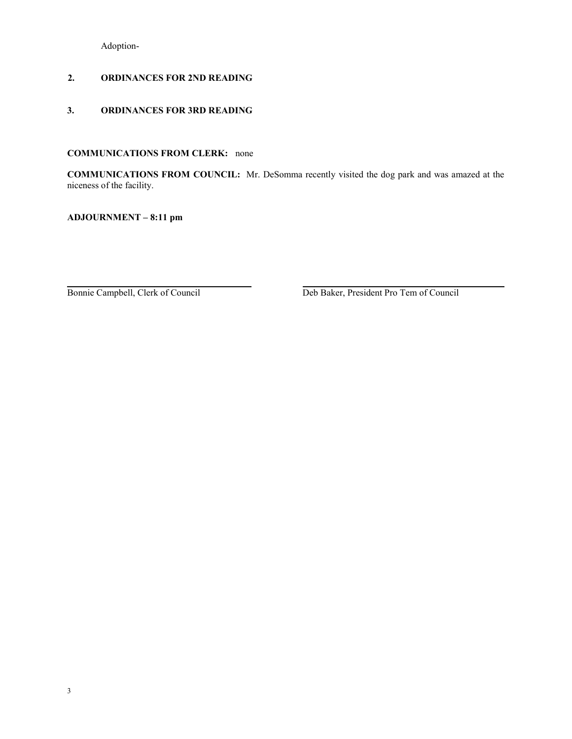Adoption-

**2. ORDINANCES FOR 2ND READING**

**3. ORDINANCES FOR 3RD READING**

**COMMUNICATIONS FROM CLERK:** none

**COMMUNICATIONS FROM COUNCIL:** Mr. DeSomma recently visited the dog park and was amazed at the niceness of the facility.

**ADJOURNMENT – 8:11 pm**

Bonnie Campbell, Clerk of Council

Deb Baker, President Pro Tem of Council